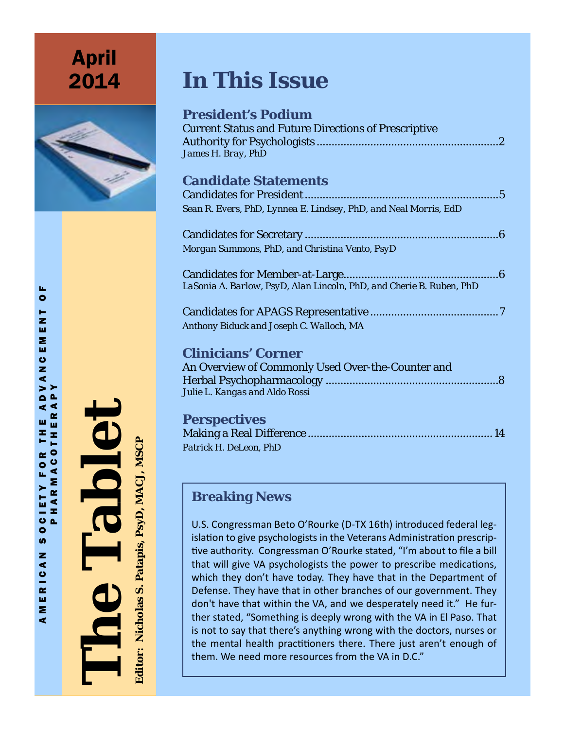April 2014

# The Tablet

AMERICAN SOCIETY FOR THE ADVANCEMENT OF PHARMACOTHERAPY

**Editor: Nicholas S. Patapis, PsyD, MACJ, MSCP**

# In This Issue

### President's Podium

Current Status and Future Directions of Prescriptive Authority for Psychologists ........ 2
*James H. Bray, PhD*

### Candidate Statements

Candidates for President ........ 5
*Sean R. Evers, PhD, Lynnea E. Lindsey, PhD, and Neal Morris, EdD*

Candidates for Secretary ........ 6
*Morgan Sammons, PhD, and Christina Vento, PsyD*

Candidates for Member-at-Large ........ 6
*LaSonia A. Barlow, PsyD, Alan Lincoln, PhD, and Cherie B. Ruben, PhD*

Candidates for APAGS Representative ........ 7
*Anthony Biduck and Joseph C. Walloch, MA*

### Clinicians' Corner

An Overview of Commonly Used Over-the-Counter and Herbal Psychopharmacology ........ 8
*Julie L. Kangas and Aldo Rossi*

### Perspectives

Making a Real Difference ........ 14
*Patrick H. DeLeon, PhD*

### Breaking News

U.S. Congressman Beto O'Rourke (D-TX 16th) introduced federal legislation to give psychologists in the Veterans Administration prescriptive authority. Congressman O'Rourke stated, "I'm about to file a bill that will give VA psychologists the power to prescribe medications, which they don't have today. They have that in the Department of Defense. They have that in other branches of our government. They don't have that within the VA, and we desperately need it." He further stated, "Something is deeply wrong with the VA in El Paso. That is not to say that there's anything wrong with the doctors, nurses or the mental health practitioners there. There just aren't enough of them. We need more resources from the VA in D.C."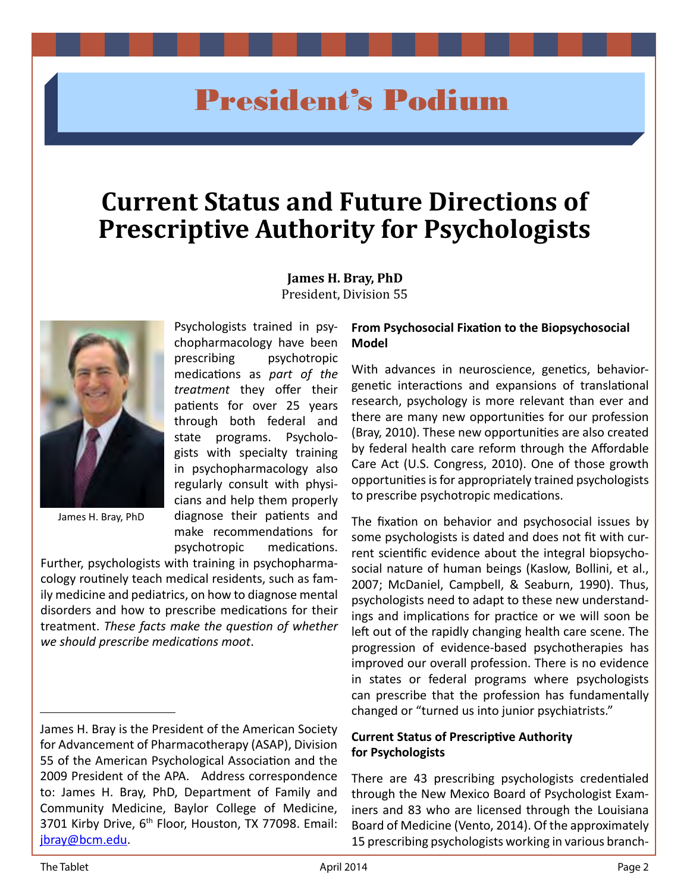# President's Podium

## Current Status and Future Directions of Prescriptive Authority for Psychologists

**James H. Bray, PhD**
President, Division 55

James H. Bray, PhD

Psychologists trained in psychopharmacology have been prescribing psychotropic medications as *part of the treatment* they offer their patients for over 25 years through both federal and state programs. Psychologists with specialty training in psychopharmacology also regularly consult with physicians and help them properly diagnose their patients and make recommendations for psychotropic medications. Further, psychologists with training in psychopharmacology routinely teach medical residents, such as family medicine and pediatrics, on how to diagnose mental disorders and how to prescribe medications for their treatment. *These facts make the question of whether we should prescribe medications moot*.

James H. Bray is the President of the American Society for Advancement of Pharmacotherapy (ASAP), Division 55 of the American Psychological Association and the 2009 President of the APA. Address correspondence to: James H. Bray, PhD, Department of Family and Community Medicine, Baylor College of Medicine, 3701 Kirby Drive, 6th Floor, Houston, TX 77098. Email: jbray@bcm.edu.

### From Psychosocial Fixation to the Biopsychosocial Model

With advances in neuroscience, genetics, behavior-genetic interactions and expansions of translational research, psychology is more relevant than ever and there are many new opportunities for our profession (Bray, 2010). These new opportunities are also created by federal health care reform through the Affordable Care Act (U.S. Congress, 2010). One of those growth opportunities is for appropriately trained psychologists to prescribe psychotropic medications.

The fixation on behavior and psychosocial issues by some psychologists is dated and does not fit with current scientific evidence about the integral biopsychosocial nature of human beings (Kaslow, Bollini, et al., 2007; McDaniel, Campbell, & Seaburn, 1990). Thus, psychologists need to adapt to these new understandings and implications for practice or we will soon be left out of the rapidly changing health care scene. The progression of evidence-based psychotherapies has improved our overall profession. There is no evidence in states or federal programs where psychologists can prescribe that the profession has fundamentally changed or "turned us into junior psychiatrists."

### Current Status of Prescriptive Authority for Psychologists

There are 43 prescribing psychologists credentialed through the New Mexico Board of Psychologist Examiners and 83 who are licensed through the Louisiana Board of Medicine (Vento, 2014). Of the approximately 15 prescribing psychologists working in various branch-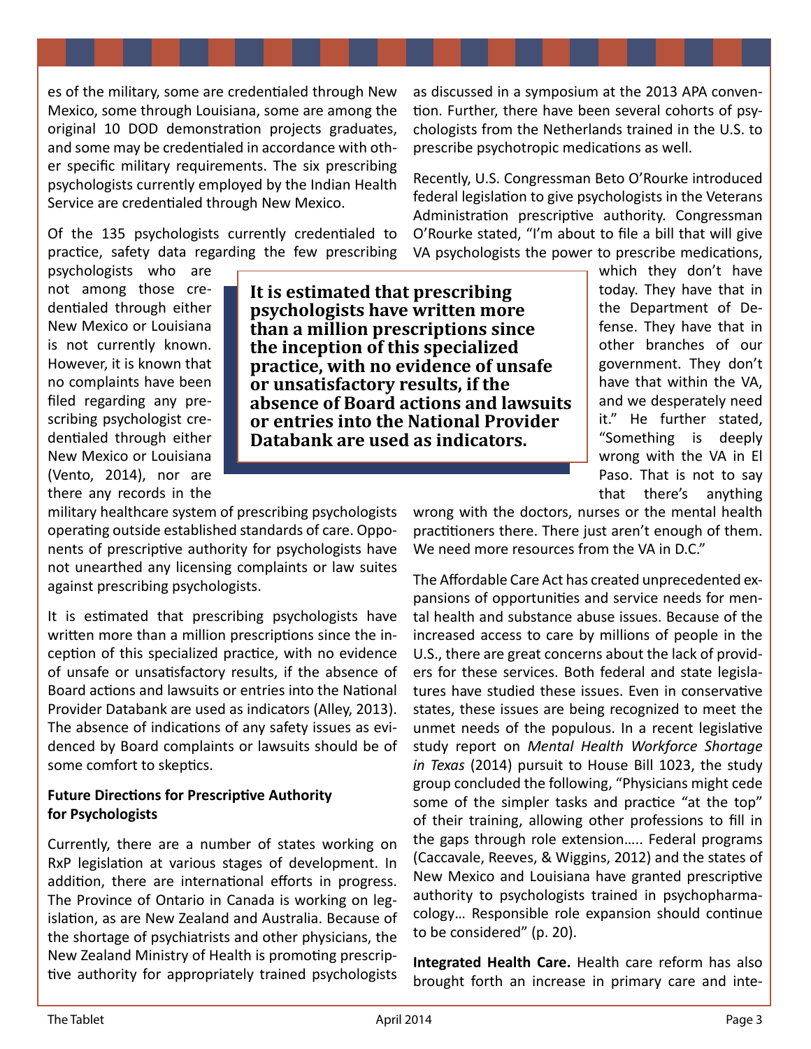es of the military, some are credentialed through New Mexico, some through Louisiana, some are among the original 10 DOD demonstration projects graduates, and some may be credentialed in accordance with other specific military requirements. The six prescribing psychologists currently employed by the Indian Health Service are credentialed through New Mexico.

Of the 135 psychologists currently credentialed to practice, safety data regarding the few prescribing psychologists who are not among those credentialed through either New Mexico or Louisiana is not currently known. However, it is known that no complaints have been filed regarding any prescribing psychologist credentialed through either New Mexico or Louisiana (Vento, 2014), nor are there any records in the military healthcare system of prescribing psychologists operating outside established standards of care. Opponents of prescriptive authority for psychologists have not unearthed any licensing complaints or law suites against prescribing psychologists.

> **It is estimated that prescribing psychologists have written more than a million prescriptions since the inception of this specialized practice, with no evidence of unsafe or unsatisfactory results, if the absence of Board actions and lawsuits or entries into the National Provider Databank are used as indicators.**

It is estimated that prescribing psychologists have written more than a million prescriptions since the inception of this specialized practice, with no evidence of unsafe or unsatisfactory results, if the absence of Board actions and lawsuits or entries into the National Provider Databank are used as indicators (Alley, 2013). The absence of indications of any safety issues as evidenced by Board complaints or lawsuits should be of some comfort to skeptics.

**Future Directions for Prescriptive Authority for Psychologists**

Currently, there are a number of states working on RxP legislation at various stages of development. In addition, there are international efforts in progress. The Province of Ontario in Canada is working on legislation, as are New Zealand and Australia. Because of the shortage of psychiatrists and other physicians, the New Zealand Ministry of Health is promoting prescriptive authority for appropriately trained psychologists as discussed in a symposium at the 2013 APA convention. Further, there have been several cohorts of psychologists from the Netherlands trained in the U.S. to prescribe psychotropic medications as well.

Recently, U.S. Congressman Beto O'Rourke introduced federal legislation to give psychologists in the Veterans Administration prescriptive authority. Congressman O'Rourke stated, "I'm about to file a bill that will give VA psychologists the power to prescribe medications, which they don't have today. They have that in the Department of Defense. They have that in other branches of our government. They don't have that within the VA, and we desperately need it." He further stated, "Something is deeply wrong with the VA in El Paso. That is not to say that there's anything wrong with the doctors, nurses or the mental health practitioners there. There just aren't enough of them. We need more resources from the VA in D.C."

The Affordable Care Act has created unprecedented expansions of opportunities and service needs for mental health and substance abuse issues. Because of the increased access to care by millions of people in the U.S., there are great concerns about the lack of providers for these services. Both federal and state legislatures have studied these issues. Even in conservative states, these issues are being recognized to meet the unmet needs of the populous. In a recent legislative study report on *Mental Health Workforce Shortage in Texas* (2014) pursuit to House Bill 1023, the study group concluded the following, "Physicians might cede some of the simpler tasks and practice "at the top" of their training, allowing other professions to fill in the gaps through role extension….. Federal programs (Caccavale, Reeves, & Wiggins, 2012) and the states of New Mexico and Louisiana have granted prescriptive authority to psychologists trained in psychopharmacology… Responsible role expansion should continue to be considered" (p. 20).

**Integrated Health Care.** Health care reform has also brought forth an increase in primary care and inte-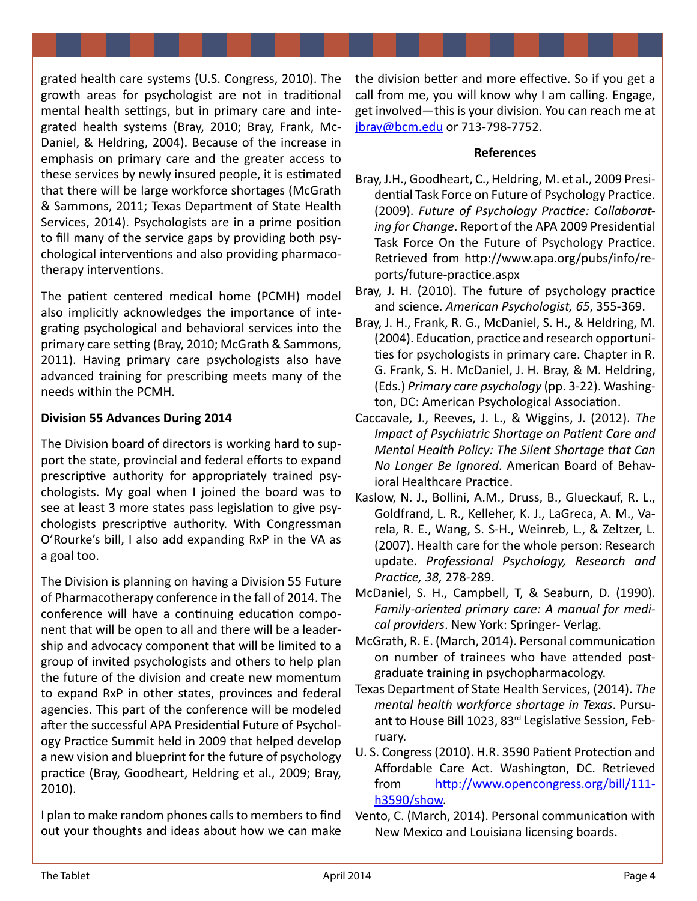grated health care systems (U.S. Congress, 2010). The growth areas for psychologist are not in traditional mental health settings, but in primary care and integrated health systems (Bray, 2010; Bray, Frank, McDaniel, & Heldring, 2004). Because of the increase in emphasis on primary care and the greater access to these services by newly insured people, it is estimated that there will be large workforce shortages (McGrath & Sammons, 2011; Texas Department of State Health Services, 2014). Psychologists are in a prime position to fill many of the service gaps by providing both psychological interventions and also providing pharmacotherapy interventions.

The patient centered medical home (PCMH) model also implicitly acknowledges the importance of integrating psychological and behavioral services into the primary care setting (Bray, 2010; McGrath & Sammons, 2011). Having primary care psychologists also have advanced training for prescribing meets many of the needs within the PCMH.

**Division 55 Advances During 2014**

The Division board of directors is working hard to support the state, provincial and federal efforts to expand prescriptive authority for appropriately trained psychologists. My goal when I joined the board was to see at least 3 more states pass legislation to give psychologists prescriptive authority. With Congressman O'Rourke's bill, I also add expanding RxP in the VA as a goal too.

The Division is planning on having a Division 55 Future of Pharmacotherapy conference in the fall of 2014. The conference will have a continuing education component that will be open to all and there will be a leadership and advocacy component that will be limited to a group of invited psychologists and others to help plan the future of the division and create new momentum to expand RxP in other states, provinces and federal agencies. This part of the conference will be modeled after the successful APA Presidential Future of Psychology Practice Summit held in 2009 that helped develop a new vision and blueprint for the future of psychology practice (Bray, Goodheart, Heldring et al., 2009; Bray, 2010).

I plan to make random phones calls to members to find out your thoughts and ideas about how we can make the division better and more effective. So if you get a call from me, you will know why I am calling. Engage, get involved—this is your division. You can reach me at jbray@bcm.edu or 713-798-7752.

**References**

Bray, J.H., Goodheart, C., Heldring, M. et al., 2009 Presidential Task Force on Future of Psychology Practice. (2009). *Future of Psychology Practice: Collaborating for Change*. Report of the APA 2009 Presidential Task Force On the Future of Psychology Practice. Retrieved from http://www.apa.org/pubs/info/reports/future-practice.aspx

Bray, J. H. (2010). The future of psychology practice and science. *American Psychologist, 65*, 355-369.

Bray, J. H., Frank, R. G., McDaniel, S. H., & Heldring, M. (2004). Education, practice and research opportunities for psychologists in primary care. Chapter in R. G. Frank, S. H. McDaniel, J. H. Bray, & M. Heldring, (Eds.) *Primary care psychology* (pp. 3-22). Washington, DC: American Psychological Association.

Caccavale, J., Reeves, J. L., & Wiggins, J. (2012). *The Impact of Psychiatric Shortage on Patient Care and Mental Health Policy: The Silent Shortage that Can No Longer Be Ignored*. American Board of Behavioral Healthcare Practice.

Kaslow, N. J., Bollini, A.M., Druss, B., Glueckauf, R. L., Goldfrand, L. R., Kelleher, K. J., LaGreca, A. M., Varela, R. E., Wang, S. S-H., Weinreb, L., & Zeltzer, L. (2007). Health care for the whole person: Research update. *Professional Psychology, Research and Practice, 38,* 278-289.

McDaniel, S. H., Campbell, T, & Seaburn, D. (1990). *Family-oriented primary care: A manual for medical providers*. New York: Springer- Verlag.

McGrath, R. E. (March, 2014). Personal communication on number of trainees who have attended post-graduate training in psychopharmacology.

Texas Department of State Health Services, (2014). *The mental health workforce shortage in Texas*. Pursuant to House Bill 1023, 83rd Legislative Session, February.

U. S. Congress (2010). H.R. 3590 Patient Protection and Affordable Care Act. Washington, DC. Retrieved from http://www.opencongress.org/bill/111-h3590/show.

Vento, C. (March, 2014). Personal communication with New Mexico and Louisiana licensing boards.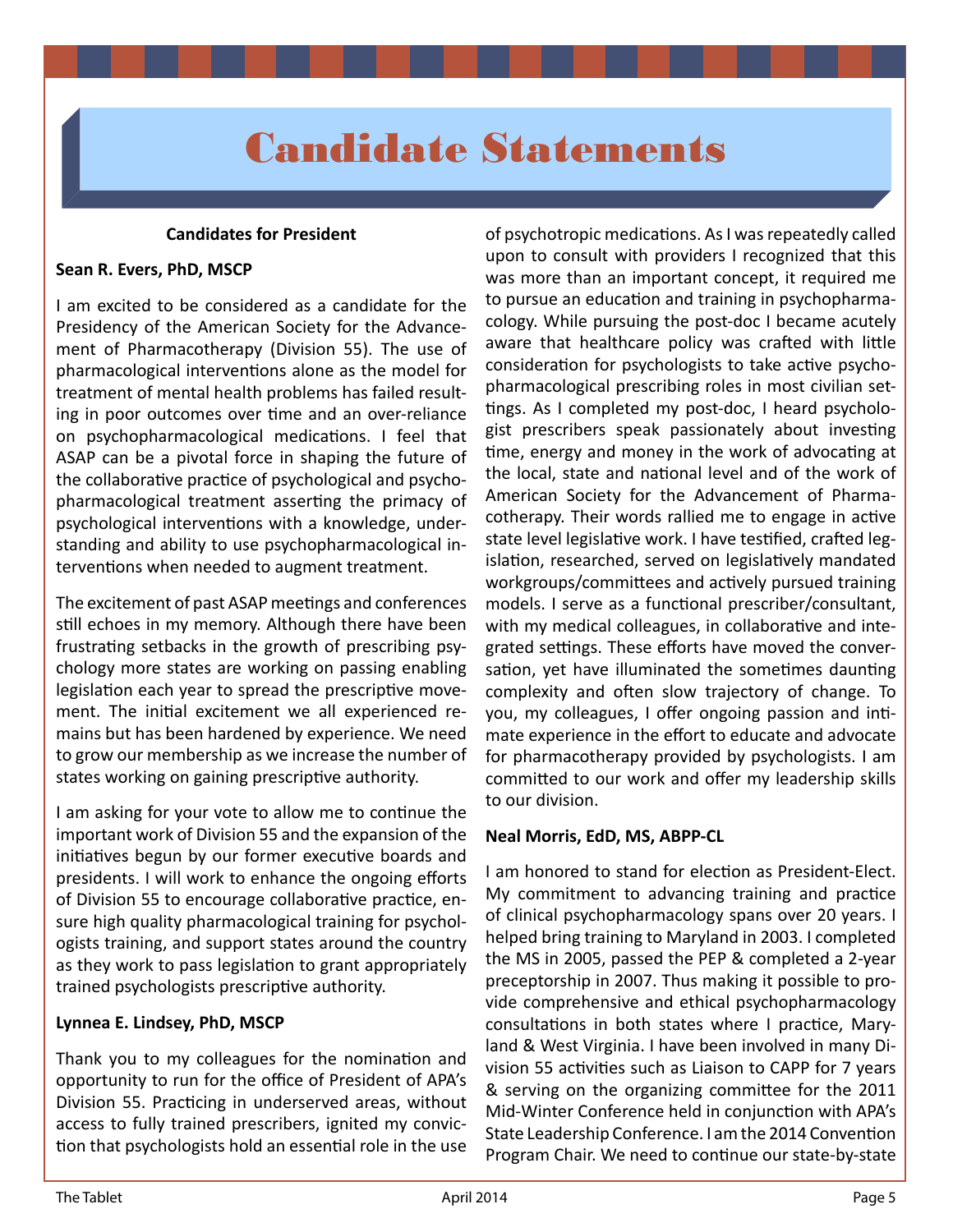# Candidate Statements

### Candidates for President

**Sean R. Evers, PhD, MSCP**

I am excited to be considered as a candidate for the Presidency of the American Society for the Advancement of Pharmacotherapy (Division 55). The use of pharmacological interventions alone as the model for treatment of mental health problems has failed resulting in poor outcomes over time and an over-reliance on psychopharmacological medications. I feel that ASAP can be a pivotal force in shaping the future of the collaborative practice of psychological and psychopharmacological treatment asserting the primacy of psychological interventions with a knowledge, understanding and ability to use psychopharmacological interventions when needed to augment treatment.

The excitement of past ASAP meetings and conferences still echoes in my memory. Although there have been frustrating setbacks in the growth of prescribing psychology more states are working on passing enabling legislation each year to spread the prescriptive movement. The initial excitement we all experienced remains but has been hardened by experience. We need to grow our membership as we increase the number of states working on gaining prescriptive authority.

I am asking for your vote to allow me to continue the important work of Division 55 and the expansion of the initiatives begun by our former executive boards and presidents. I will work to enhance the ongoing efforts of Division 55 to encourage collaborative practice, ensure high quality pharmacological training for psychologists training, and support states around the country as they work to pass legislation to grant appropriately trained psychologists prescriptive authority.

**Lynnea E. Lindsey, PhD, MSCP**

Thank you to my colleagues for the nomination and opportunity to run for the office of President of APA's Division 55. Practicing in underserved areas, without access to fully trained prescribers, ignited my conviction that psychologists hold an essential role in the use of psychotropic medications. As I was repeatedly called upon to consult with providers I recognized that this was more than an important concept, it required me to pursue an education and training in psychopharmacology. While pursuing the post-doc I became acutely aware that healthcare policy was crafted with little consideration for psychologists to take active psychopharmacological prescribing roles in most civilian settings. As I completed my post-doc, I heard psychologist prescribers speak passionately about investing time, energy and money in the work of advocating at the local, state and national level and of the work of American Society for the Advancement of Pharmacotherapy. Their words rallied me to engage in active state level legislative work. I have testified, crafted legislation, researched, served on legislatively mandated workgroups/committees and actively pursued training models. I serve as a functional prescriber/consultant, with my medical colleagues, in collaborative and integrated settings. These efforts have moved the conversation, yet have illuminated the sometimes daunting complexity and often slow trajectory of change. To you, my colleagues, I offer ongoing passion and intimate experience in the effort to educate and advocate for pharmacotherapy provided by psychologists. I am committed to our work and offer my leadership skills to our division.

**Neal Morris, EdD, MS, ABPP-CL**

I am honored to stand for election as President-Elect. My commitment to advancing training and practice of clinical psychopharmacology spans over 20 years. I helped bring training to Maryland in 2003. I completed the MS in 2005, passed the PEP & completed a 2-year preceptorship in 2007. Thus making it possible to provide comprehensive and ethical psychopharmacology consultations in both states where I practice, Maryland & West Virginia. I have been involved in many Division 55 activities such as Liaison to CAPP for 7 years & serving on the organizing committee for the 2011 Mid-Winter Conference held in conjunction with APA's State Leadership Conference. I am the 2014 Convention Program Chair. We need to continue our state-by-state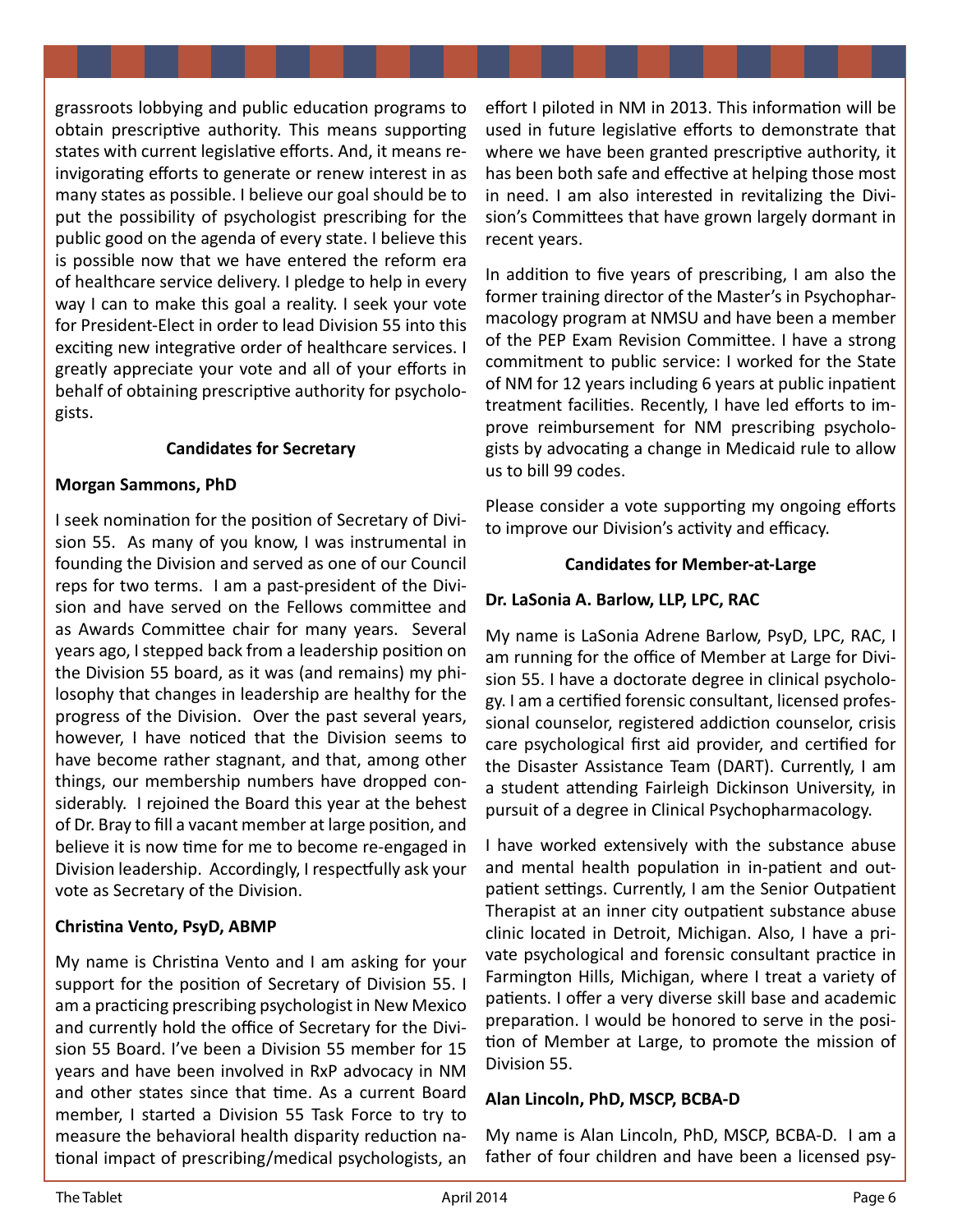grassroots lobbying and public education programs to obtain prescriptive authority. This means supporting states with current legislative efforts. And, it means re-invigorating efforts to generate or renew interest in as many states as possible. I believe our goal should be to put the possibility of psychologist prescribing for the public good on the agenda of every state. I believe this is possible now that we have entered the reform era of healthcare service delivery. I pledge to help in every way I can to make this goal a reality. I seek your vote for President-Elect in order to lead Division 55 into this exciting new integrative order of healthcare services. I greatly appreciate your vote and all of your efforts in behalf of obtaining prescriptive authority for psychologists.

### Candidates for Secretary

**Morgan Sammons, PhD**

I seek nomination for the position of Secretary of Division 55. As many of you know, I was instrumental in founding the Division and served as one of our Council reps for two terms. I am a past-president of the Division and have served on the Fellows committee and as Awards Committee chair for many years. Several years ago, I stepped back from a leadership position on the Division 55 board, as it was (and remains) my philosophy that changes in leadership are healthy for the progress of the Division. Over the past several years, however, I have noticed that the Division seems to have become rather stagnant, and that, among other things, our membership numbers have dropped considerably. I rejoined the Board this year at the behest of Dr. Bray to fill a vacant member at large position, and believe it is now time for me to become re-engaged in Division leadership. Accordingly, I respectfully ask your vote as Secretary of the Division.

**Christina Vento, PsyD, ABMP**

My name is Christina Vento and I am asking for your support for the position of Secretary of Division 55. I am a practicing prescribing psychologist in New Mexico and currently hold the office of Secretary for the Division 55 Board. I've been a Division 55 member for 15 years and have been involved in RxP advocacy in NM and other states since that time. As a current Board member, I started a Division 55 Task Force to try to measure the behavioral health disparity reduction national impact of prescribing/medical psychologists, an effort I piloted in NM in 2013. This information will be used in future legislative efforts to demonstrate that where we have been granted prescriptive authority, it has been both safe and effective at helping those most in need. I am also interested in revitalizing the Division's Committees that have grown largely dormant in recent years.

In addition to five years of prescribing, I am also the former training director of the Master's in Psychopharmacology program at NMSU and have been a member of the PEP Exam Revision Committee. I have a strong commitment to public service: I worked for the State of NM for 12 years including 6 years at public inpatient treatment facilities. Recently, I have led efforts to improve reimbursement for NM prescribing psychologists by advocating a change in Medicaid rule to allow us to bill 99 codes.

Please consider a vote supporting my ongoing efforts to improve our Division's activity and efficacy.

### Candidates for Member-at-Large

**Dr. LaSonia A. Barlow, LLP, LPC, RAC**

My name is LaSonia Adrene Barlow, PsyD, LPC, RAC, I am running for the office of Member at Large for Division 55. I have a doctorate degree in clinical psychology. I am a certified forensic consultant, licensed professional counselor, registered addiction counselor, crisis care psychological first aid provider, and certified for the Disaster Assistance Team (DART). Currently, I am a student attending Fairleigh Dickinson University, in pursuit of a degree in Clinical Psychopharmacology.

I have worked extensively with the substance abuse and mental health population in in-patient and outpatient settings. Currently, I am the Senior Outpatient Therapist at an inner city outpatient substance abuse clinic located in Detroit, Michigan. Also, I have a private psychological and forensic consultant practice in Farmington Hills, Michigan, where I treat a variety of patients. I offer a very diverse skill base and academic preparation. I would be honored to serve in the position of Member at Large, to promote the mission of Division 55.

**Alan Lincoln, PhD, MSCP, BCBA-D**

My name is Alan Lincoln, PhD, MSCP, BCBA-D. I am a father of four children and have been a licensed psy-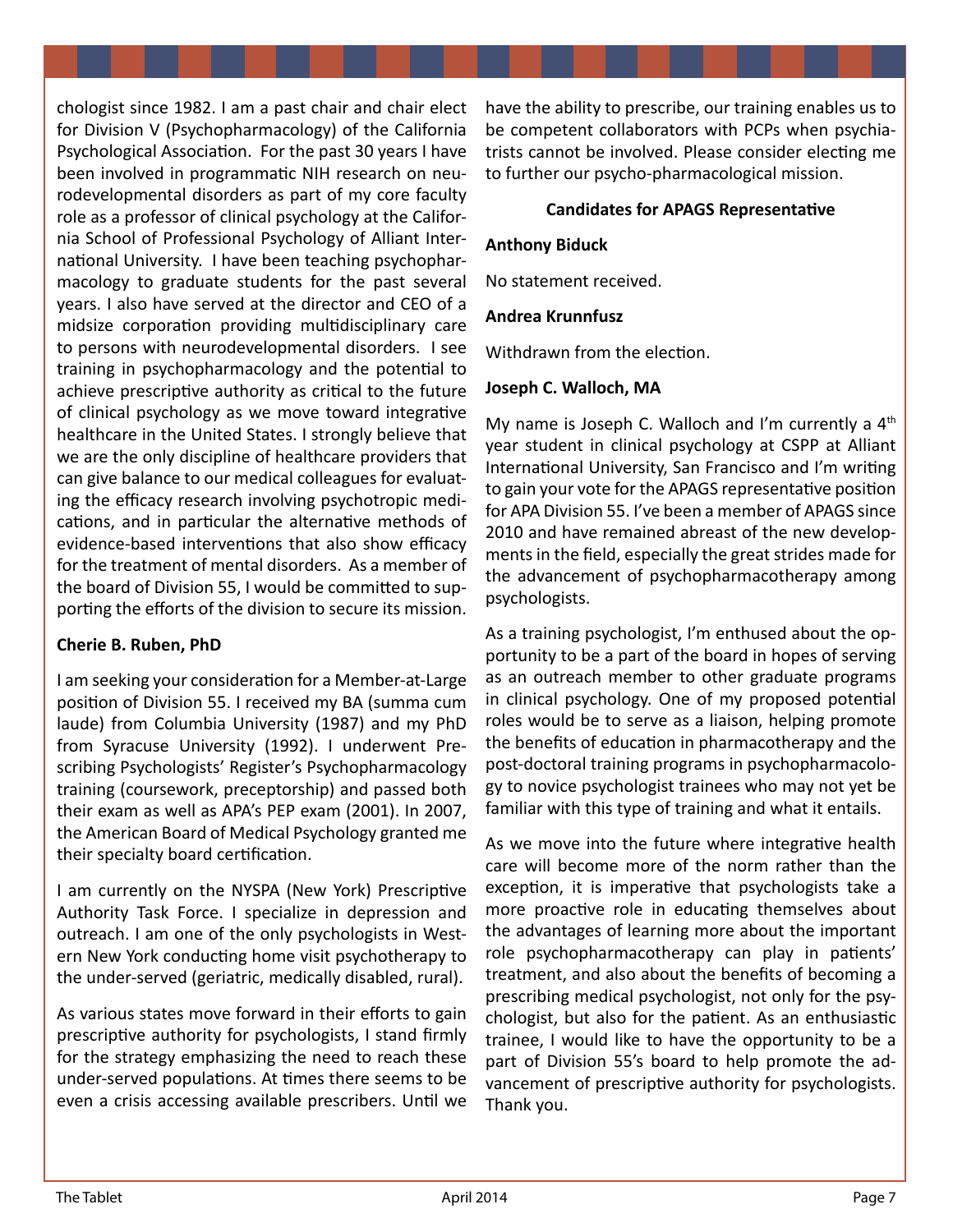chologist since 1982. I am a past chair and chair elect for Division V (Psychopharmacology) of the California Psychological Association. For the past 30 years I have been involved in programmatic NIH research on neurodevelopmental disorders as part of my core faculty role as a professor of clinical psychology at the California School of Professional Psychology of Alliant International University. I have been teaching psychopharmacology to graduate students for the past several years. I also have served at the director and CEO of a midsize corporation providing multidisciplinary care to persons with neurodevelopmental disorders. I see training in psychopharmacology and the potential to achieve prescriptive authority as critical to the future of clinical psychology as we move toward integrative healthcare in the United States. I strongly believe that we are the only discipline of healthcare providers that can give balance to our medical colleagues for evaluating the efficacy research involving psychotropic medications, and in particular the alternative methods of evidence-based interventions that also show efficacy for the treatment of mental disorders. As a member of the board of Division 55, I would be committed to supporting the efforts of the division to secure its mission.

**Cherie B. Ruben, PhD**

I am seeking your consideration for a Member-at-Large position of Division 55. I received my BA (summa cum laude) from Columbia University (1987) and my PhD from Syracuse University (1992). I underwent Prescribing Psychologists' Register's Psychopharmacology training (coursework, preceptorship) and passed both their exam as well as APA's PEP exam (2001). In 2007, the American Board of Medical Psychology granted me their specialty board certification.

I am currently on the NYSPA (New York) Prescriptive Authority Task Force. I specialize in depression and outreach. I am one of the only psychologists in Western New York conducting home visit psychotherapy to the under-served (geriatric, medically disabled, rural).

As various states move forward in their efforts to gain prescriptive authority for psychologists, I stand firmly for the strategy emphasizing the need to reach these under-served populations. At times there seems to be even a crisis accessing available prescribers. Until we have the ability to prescribe, our training enables us to be competent collaborators with PCPs when psychiatrists cannot be involved. Please consider electing me to further our psycho-pharmacological mission.

**Candidates for APAGS Representative**

**Anthony Biduck**

No statement received.

**Andrea Krunnfusz**

Withdrawn from the election.

**Joseph C. Walloch, MA**

My name is Joseph C. Walloch and I'm currently a 4th year student in clinical psychology at CSPP at Alliant International University, San Francisco and I'm writing to gain your vote for the APAGS representative position for APA Division 55. I've been a member of APAGS since 2010 and have remained abreast of the new developments in the field, especially the great strides made for the advancement of psychopharmacotherapy among psychologists.

As a training psychologist, I'm enthused about the opportunity to be a part of the board in hopes of serving as an outreach member to other graduate programs in clinical psychology. One of my proposed potential roles would be to serve as a liaison, helping promote the benefits of education in pharmacotherapy and the post-doctoral training programs in psychopharmacology to novice psychologist trainees who may not yet be familiar with this type of training and what it entails.

As we move into the future where integrative health care will become more of the norm rather than the exception, it is imperative that psychologists take a more proactive role in educating themselves about the advantages of learning more about the important role psychopharmacotherapy can play in patients' treatment, and also about the benefits of becoming a prescribing medical psychologist, not only for the psychologist, but also for the patient. As an enthusiastic trainee, I would like to have the opportunity to be a part of Division 55's board to help promote the advancement of prescriptive authority for psychologists. Thank you.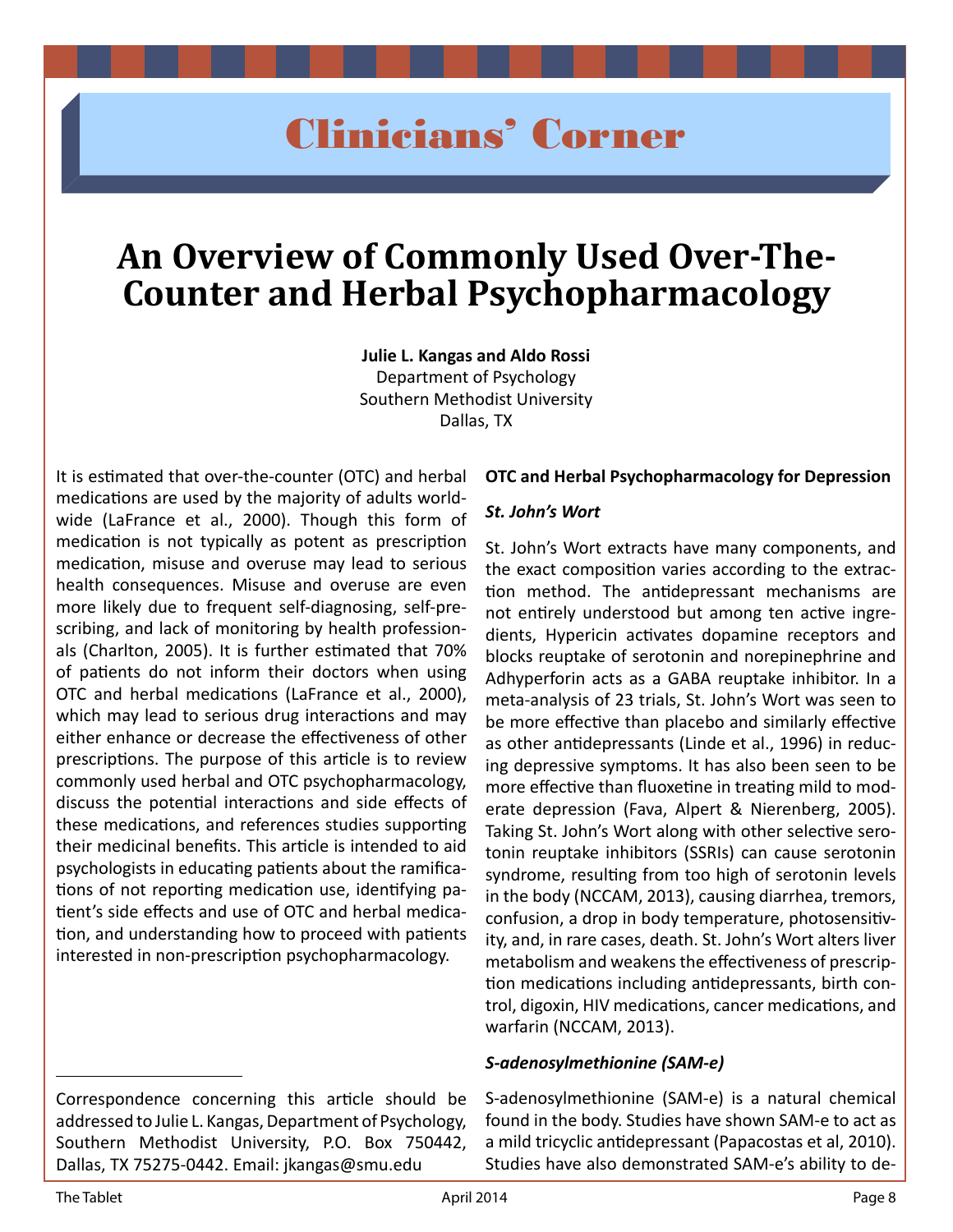# Clinicians' Corner

# An Overview of Commonly Used Over-The-Counter and Herbal Psychopharmacology

**Julie L. Kangas and Aldo Rossi**
Department of Psychology
Southern Methodist University
Dallas, TX

It is estimated that over-the-counter (OTC) and herbal medications are used by the majority of adults worldwide (LaFrance et al., 2000). Though this form of medication is not typically as potent as prescription medication, misuse and overuse may lead to serious health consequences. Misuse and overuse are even more likely due to frequent self-diagnosing, self-prescribing, and lack of monitoring by health professionals (Charlton, 2005). It is further estimated that 70% of patients do not inform their doctors when using OTC and herbal medications (LaFrance et al., 2000), which may lead to serious drug interactions and may either enhance or decrease the effectiveness of other prescriptions. The purpose of this article is to review commonly used herbal and OTC psychopharmacology, discuss the potential interactions and side effects of these medications, and references studies supporting their medicinal benefits. This article is intended to aid psychologists in educating patients about the ramifications of not reporting medication use, identifying patient's side effects and use of OTC and herbal medication, and understanding how to proceed with patients interested in non-prescription psychopharmacology.

Correspondence concerning this article should be addressed to Julie L. Kangas, Department of Psychology, Southern Methodist University, P.O. Box 750442, Dallas, TX 75275-0442. Email: jkangas@smu.edu

## OTC and Herbal Psychopharmacology for Depression

### *St. John's Wort*

St. John's Wort extracts have many components, and the exact composition varies according to the extraction method. The antidepressant mechanisms are not entirely understood but among ten active ingredients, Hypericin activates dopamine receptors and blocks reuptake of serotonin and norepinephrine and Adhyperforin acts as a GABA reuptake inhibitor. In a meta-analysis of 23 trials, St. John's Wort was seen to be more effective than placebo and similarly effective as other antidepressants (Linde et al., 1996) in reducing depressive symptoms. It has also been seen to be more effective than fluoxetine in treating mild to moderate depression (Fava, Alpert & Nierenberg, 2005). Taking St. John's Wort along with other selective serotonin reuptake inhibitors (SSRIs) can cause serotonin syndrome, resulting from too high of serotonin levels in the body (NCCAM, 2013), causing diarrhea, tremors, confusion, a drop in body temperature, photosensitivity, and, in rare cases, death. St. John's Wort alters liver metabolism and weakens the effectiveness of prescription medications including antidepressants, birth control, digoxin, HIV medications, cancer medications, and warfarin (NCCAM, 2013).

### *S-adenosylmethionine (SAM-e)*

S-adenosylmethionine (SAM-e) is a natural chemical found in the body. Studies have shown SAM-e to act as a mild tricyclic antidepressant (Papacostas et al, 2010). Studies have also demonstrated SAM-e's ability to de-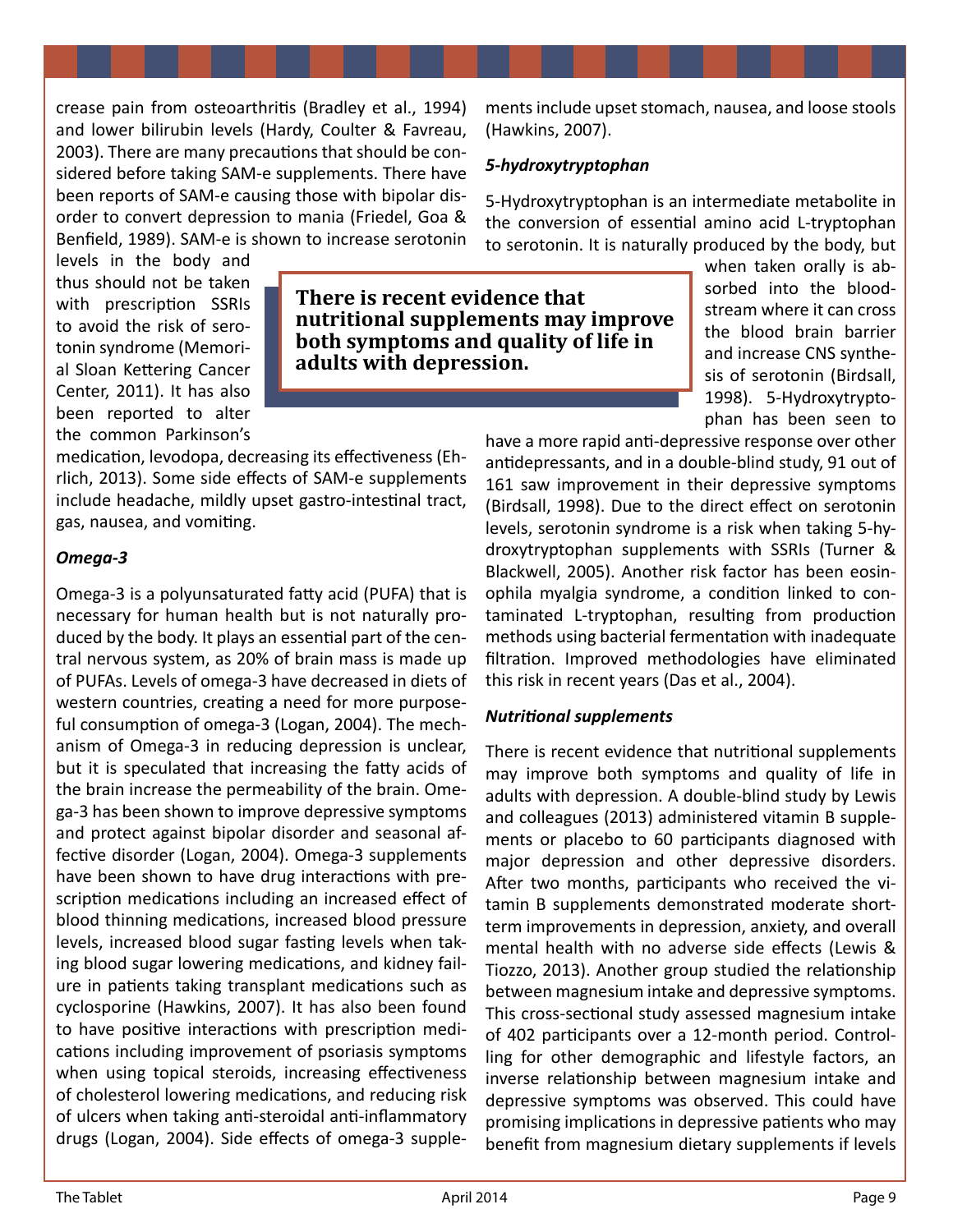crease pain from osteoarthritis (Bradley et al., 1994) and lower bilirubin levels (Hardy, Coulter & Favreau, 2003). There are many precautions that should be considered before taking SAM-e supplements. There have been reports of SAM-e causing those with bipolar disorder to convert depression to mania (Friedel, Goa & Benfield, 1989). SAM-e is shown to increase serotonin levels in the body and thus should not be taken with prescription SSRIs to avoid the risk of serotonin syndrome (Memorial Sloan Kettering Cancer Center, 2011). It has also been reported to alter the common Parkinson's medication, levodopa, decreasing its effectiveness (Ehrlich, 2013). Some side effects of SAM-e supplements include headache, mildly upset gastro-intestinal tract, gas, nausea, and vomiting.

### *Omega-3*

Omega-3 is a polyunsaturated fatty acid (PUFA) that is necessary for human health but is not naturally produced by the body. It plays an essential part of the central nervous system, as 20% of brain mass is made up of PUFAs. Levels of omega-3 have decreased in diets of western countries, creating a need for more purposeful consumption of omega-3 (Logan, 2004). The mechanism of Omega-3 in reducing depression is unclear, but it is speculated that increasing the fatty acids of the brain increase the permeability of the brain. Omega-3 has been shown to improve depressive symptoms and protect against bipolar disorder and seasonal affective disorder (Logan, 2004). Omega-3 supplements have been shown to have drug interactions with prescription medications including an increased effect of blood thinning medications, increased blood pressure levels, increased blood sugar fasting levels when taking blood sugar lowering medications, and kidney failure in patients taking transplant medications such as cyclosporine (Hawkins, 2007). It has also been found to have positive interactions with prescription medications including improvement of psoriasis symptoms when using topical steroids, increasing effectiveness of cholesterol lowering medications, and reducing risk of ulcers when taking anti-steroidal anti-inflammatory drugs (Logan, 2004). Side effects of omega-3 supplements include upset stomach, nausea, and loose stools (Hawkins, 2007).

### *5-hydroxytryptophan*

5-Hydroxytryptophan is an intermediate metabolite in the conversion of essential amino acid L-tryptophan to serotonin. It is naturally produced by the body, but when taken orally is absorbed into the bloodstream where it can cross the blood brain barrier and increase CNS synthesis of serotonin (Birdsall, 1998). 5-Hydroxytryptophan has been seen to have a more rapid anti-depressive response over other antidepressants, and in a double-blind study, 91 out of 161 saw improvement in their depressive symptoms (Birdsall, 1998). Due to the direct effect on serotonin levels, serotonin syndrome is a risk when taking 5-hydroxytryptophan supplements with SSRIs (Turner & Blackwell, 2005). Another risk factor has been eosinophila myalgia syndrome, a condition linked to contaminated L-tryptophan, resulting from production methods using bacterial fermentation with inadequate filtration. Improved methodologies have eliminated this risk in recent years (Das et al., 2004).

### *Nutritional supplements*

> **There is recent evidence that nutritional supplements may improve both symptoms and quality of life in adults with depression.**

There is recent evidence that nutritional supplements may improve both symptoms and quality of life in adults with depression. A double-blind study by Lewis and colleagues (2013) administered vitamin B supplements or placebo to 60 participants diagnosed with major depression and other depressive disorders. After two months, participants who received the vitamin B supplements demonstrated moderate short-term improvements in depression, anxiety, and overall mental health with no adverse side effects (Lewis & Tiozzo, 2013). Another group studied the relationship between magnesium intake and depressive symptoms. This cross-sectional study assessed magnesium intake of 402 participants over a 12-month period. Controlling for other demographic and lifestyle factors, an inverse relationship between magnesium intake and depressive symptoms was observed. This could have promising implications in depressive patients who may benefit from magnesium dietary supplements if levels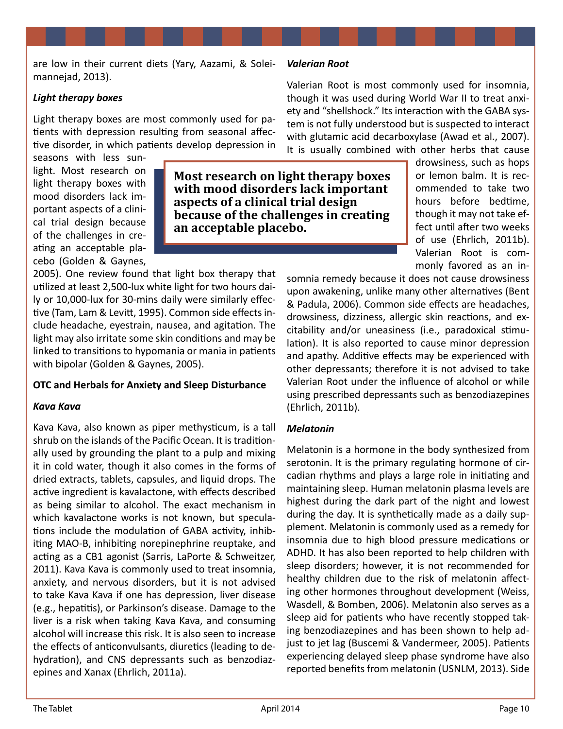are low in their current diets (Yary, Aazami, & Soleimannejad, 2013).

### *Light therapy boxes*

Light therapy boxes are most commonly used for patients with depression resulting from seasonal affective disorder, in which patients develop depression in seasons with less sunlight. Most research on light therapy boxes with mood disorders lack important aspects of a clinical trial design because of the challenges in creating an acceptable placebo (Golden & Gaynes, 2005). One review found that light box therapy that utilized at least 2,500-lux white light for two hours daily or 10,000-lux for 30-mins daily were similarly effective (Tam, Lam & Levitt, 1995). Common side effects include headache, eyestrain, nausea, and agitation. The light may also irritate some skin conditions and may be linked to transitions to hypomania or mania in patients with bipolar (Golden & Gaynes, 2005).

> **Most research on light therapy boxes with mood disorders lack important aspects of a clinical trial design because of the challenges in creating an acceptable placebo.**

## OTC and Herbals for Anxiety and Sleep Disturbance

### *Kava Kava*

Kava Kava, also known as piper methysticum, is a tall shrub on the islands of the Pacific Ocean. It is traditionally used by grounding the plant to a pulp and mixing it in cold water, though it also comes in the forms of dried extracts, tablets, capsules, and liquid drops. The active ingredient is kavalactone, with effects described as being similar to alcohol. The exact mechanism in which kavalactone works is not known, but speculations include the modulation of GABA activity, inhibiting MAO-B, inhibiting norepinephrine reuptake, and acting as a CB1 agonist (Sarris, LaPorte & Schweitzer, 2011). Kava Kava is commonly used to treat insomnia, anxiety, and nervous disorders, but it is not advised to take Kava Kava if one has depression, liver disease (e.g., hepatitis), or Parkinson's disease. Damage to the liver is a risk when taking Kava Kava, and consuming alcohol will increase this risk. It is also seen to increase the effects of anticonvulsants, diuretics (leading to dehydration), and CNS depressants such as benzodiazepines and Xanax (Ehrlich, 2011a).

### *Valerian Root*

Valerian Root is most commonly used for insomnia, though it was used during World War II to treat anxiety and "shellshock." Its interaction with the GABA system is not fully understood but is suspected to interact with glutamic acid decarboxylase (Awad et al., 2007). It is usually combined with other herbs that cause drowsiness, such as hops or lemon balm. It is recommended to take two hours before bedtime, though it may not take effect until after two weeks of use (Ehrlich, 2011b). Valerian Root is commonly favored as an insomnia remedy because it does not cause drowsiness upon awakening, unlike many other alternatives (Bent & Padula, 2006). Common side effects are headaches, drowsiness, dizziness, allergic skin reactions, and excitability and/or uneasiness (i.e., paradoxical stimulation). It is also reported to cause minor depression and apathy. Additive effects may be experienced with other depressants; therefore it is not advised to take Valerian Root under the influence of alcohol or while using prescribed depressants such as benzodiazepines (Ehrlich, 2011b).

### *Melatonin*

Melatonin is a hormone in the body synthesized from serotonin. It is the primary regulating hormone of circadian rhythms and plays a large role in initiating and maintaining sleep. Human melatonin plasma levels are highest during the dark part of the night and lowest during the day. It is synthetically made as a daily supplement. Melatonin is commonly used as a remedy for insomnia due to high blood pressure medications or ADHD. It has also been reported to help children with sleep disorders; however, it is not recommended for healthy children due to the risk of melatonin affecting other hormones throughout development (Weiss, Wasdell, & Bomben, 2006). Melatonin also serves as a sleep aid for patients who have recently stopped taking benzodiazepines and has been shown to help adjust to jet lag (Buscemi & Vandermeer, 2005). Patients experiencing delayed sleep phase syndrome have also reported benefits from melatonin (USNLM, 2013). Side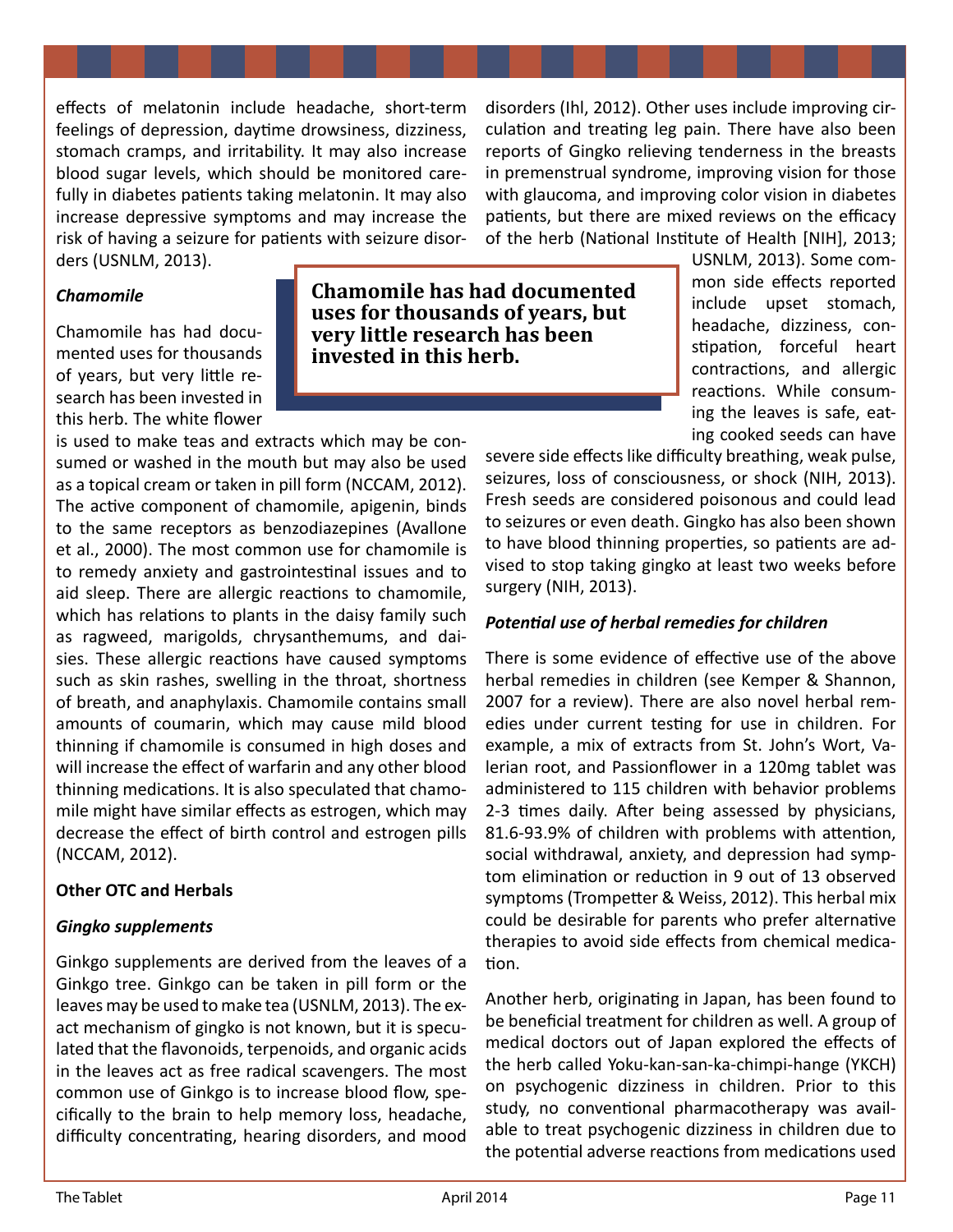effects of melatonin include headache, short-term feelings of depression, daytime drowsiness, dizziness, stomach cramps, and irritability. It may also increase blood sugar levels, which should be monitored carefully in diabetes patients taking melatonin. It may also increase depressive symptoms and may increase the risk of having a seizure for patients with seizure disorders (USNLM, 2013).

***Chamomile***

Chamomile has had documented uses for thousands of years, but very little research has been invested in this herb. The white flower is used to make teas and extracts which may be consumed or washed in the mouth but may also be used as a topical cream or taken in pill form (NCCAM, 2012). The active component of chamomile, apigenin, binds to the same receptors as benzodiazepines (Avallone et al., 2000). The most common use for chamomile is to remedy anxiety and gastrointestinal issues and to aid sleep. There are allergic reactions to chamomile, which has relations to plants in the daisy family such as ragweed, marigolds, chrysanthemums, and daisies. These allergic reactions have caused symptoms such as skin rashes, swelling in the throat, shortness of breath, and anaphylaxis. Chamomile contains small amounts of coumarin, which may cause mild blood thinning if chamomile is consumed in high doses and will increase the effect of warfarin and any other blood thinning medications. It is also speculated that chamomile might have similar effects as estrogen, which may decrease the effect of birth control and estrogen pills (NCCAM, 2012).

**Chamomile has had documented uses for thousands of years, but very little research has been invested in this herb.**

**Other OTC and Herbals**

***Gingko supplements***

Ginkgo supplements are derived from the leaves of a Ginkgo tree. Ginkgo can be taken in pill form or the leaves may be used to make tea (USNLM, 2013). The exact mechanism of gingko is not known, but it is speculated that the flavonoids, terpenoids, and organic acids in the leaves act as free radical scavengers. The most common use of Ginkgo is to increase blood flow, specifically to the brain to help memory loss, headache, difficulty concentrating, hearing disorders, and mood disorders (Ihl, 2012). Other uses include improving circulation and treating leg pain. There have also been reports of Gingko relieving tenderness in the breasts in premenstrual syndrome, improving vision for those with glaucoma, and improving color vision in diabetes patients, but there are mixed reviews on the efficacy of the herb (National Institute of Health [NIH], 2013; USNLM, 2013). Some common side effects reported include upset stomach, headache, dizziness, constipation, forceful heart contractions, and allergic reactions. While consuming the leaves is safe, eating cooked seeds can have severe side effects like difficulty breathing, weak pulse, seizures, loss of consciousness, or shock (NIH, 2013). Fresh seeds are considered poisonous and could lead to seizures or even death. Gingko has also been shown to have blood thinning properties, so patients are advised to stop taking gingko at least two weeks before surgery (NIH, 2013).

***Potential use of herbal remedies for children***

There is some evidence of effective use of the above herbal remedies in children (see Kemper & Shannon, 2007 for a review). There are also novel herbal remedies under current testing for use in children. For example, a mix of extracts from St. John's Wort, Valerian root, and Passionflower in a 120mg tablet was administered to 115 children with behavior problems 2-3 times daily. After being assessed by physicians, 81.6-93.9% of children with problems with attention, social withdrawal, anxiety, and depression had symptom elimination or reduction in 9 out of 13 observed symptoms (Trompetter & Weiss, 2012). This herbal mix could be desirable for parents who prefer alternative therapies to avoid side effects from chemical medication.

Another herb, originating in Japan, has been found to be beneficial treatment for children as well. A group of medical doctors out of Japan explored the effects of the herb called Yoku-kan-san-ka-chimpi-hange (YKCH) on psychogenic dizziness in children. Prior to this study, no conventional pharmacotherapy was available to treat psychogenic dizziness in children due to the potential adverse reactions from medications used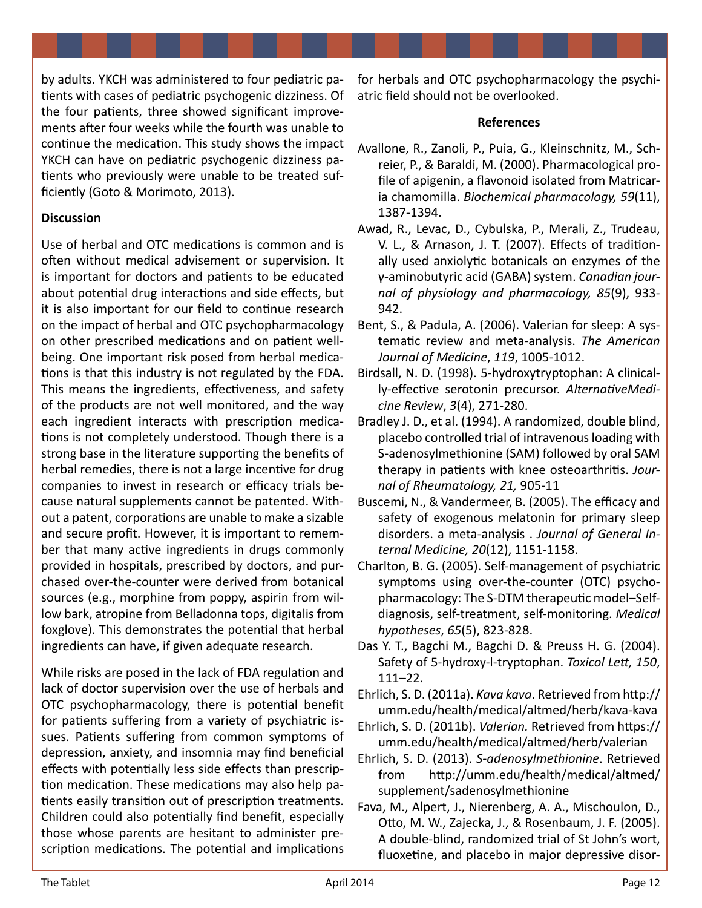by adults. YKCH was administered to four pediatric patients with cases of pediatric psychogenic dizziness. Of the four patients, three showed significant improvements after four weeks while the fourth was unable to continue the medication. This study shows the impact YKCH can have on pediatric psychogenic dizziness patients who previously were unable to be treated sufficiently (Goto & Morimoto, 2013).

**Discussion**

Use of herbal and OTC medications is common and is often without medical advisement or supervision. It is important for doctors and patients to be educated about potential drug interactions and side effects, but it is also important for our field to continue research on the impact of herbal and OTC psychopharmacology on other prescribed medications and on patient wellbeing. One important risk posed from herbal medications is that this industry is not regulated by the FDA. This means the ingredients, effectiveness, and safety of the products are not well monitored, and the way each ingredient interacts with prescription medications is not completely understood. Though there is a strong base in the literature supporting the benefits of herbal remedies, there is not a large incentive for drug companies to invest in research or efficacy trials because natural supplements cannot be patented. Without a patent, corporations are unable to make a sizable and secure profit. However, it is important to remember that many active ingredients in drugs commonly provided in hospitals, prescribed by doctors, and purchased over-the-counter were derived from botanical sources (e.g., morphine from poppy, aspirin from willow bark, atropine from Belladonna tops, digitalis from foxglove). This demonstrates the potential that herbal ingredients can have, if given adequate research.

While risks are posed in the lack of FDA regulation and lack of doctor supervision over the use of herbals and OTC psychopharmacology, there is potential benefit for patients suffering from a variety of psychiatric issues. Patients suffering from common symptoms of depression, anxiety, and insomnia may find beneficial effects with potentially less side effects than prescription medication. These medications may also help patients easily transition out of prescription treatments. Children could also potentially find benefit, especially those whose parents are hesitant to administer prescription medications. The potential and implications for herbals and OTC psychopharmacology the psychiatric field should not be overlooked.

**References**

Avallone, R., Zanoli, P., Puia, G., Kleinschnitz, M., Schreier, P., & Baraldi, M. (2000). Pharmacological profile of apigenin, a flavonoid isolated from Matricaria chamomilla. *Biochemical pharmacology, 59*(11), 1387-1394.

Awad, R., Levac, D., Cybulska, P., Merali, Z., Trudeau, V. L., & Arnason, J. T. (2007). Effects of traditionally used anxiolytic botanicals on enzymes of the γ-aminobutyric acid (GABA) system. *Canadian journal of physiology and pharmacology, 85*(9), 933-942.

Bent, S., & Padula, A. (2006). Valerian for sleep: A systematic review and meta-analysis. *The American Journal of Medicine*, *119*, 1005-1012.

Birdsall, N. D. (1998). 5-hydroxytryptophan: A clinically-effective serotonin precursor. *AlternativeMedicine Review*, *3*(4), 271-280.

Bradley J. D., et al. (1994). A randomized, double blind, placebo controlled trial of intravenous loading with S-adenosylmethionine (SAM) followed by oral SAM therapy in patients with knee osteoarthritis. *Journal of Rheumatology, 21,* 905-11

Buscemi, N., & Vandermeer, B. (2005). The efficacy and safety of exogenous melatonin for primary sleep disorders. a meta-analysis . *Journal of General Internal Medicine, 20*(12), 1151-1158.

Charlton, B. G. (2005). Self-management of psychiatric symptoms using over-the-counter (OTC) psychopharmacology: The S-DTM therapeutic model–Self-diagnosis, self-treatment, self-monitoring. *Medical hypotheses*, *65*(5), 823-828.

Das Y. T., Bagchi M., Bagchi D. & Preuss H. G. (2004). Safety of 5-hydroxy-l-tryptophan. *Toxicol Lett, 150*, 111–22.

Ehrlich, S. D. (2011a). *Kava kava*. Retrieved from http://umm.edu/health/medical/altmed/herb/kava-kava

Ehrlich, S. D. (2011b). *Valerian.* Retrieved from https://umm.edu/health/medical/altmed/herb/valerian

Ehrlich, S. D. (2013). *S-adenosylmethionine*. Retrieved from http://umm.edu/health/medical/altmed/supplement/sadenosylmethionine

Fava, M., Alpert, J., Nierenberg, A. A., Mischoulon, D., Otto, M. W., Zajecka, J., & Rosenbaum, J. F. (2005). A double-blind, randomized trial of St John's wort, fluoxetine, and placebo in major depressive disor-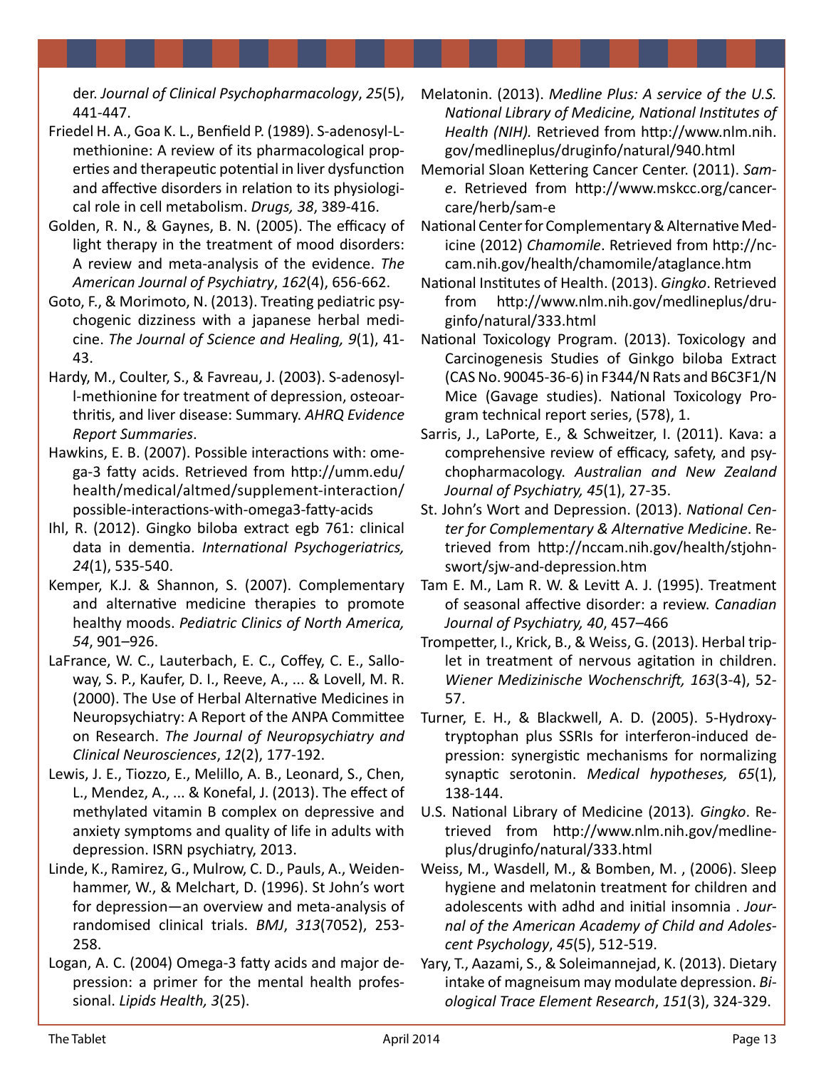der. *Journal of Clinical Psychopharmacology*, *25*(5), 441-447.

Friedel H. A., Goa K. L., Benfield P. (1989). S-adenosyl-L-methionine: A review of its pharmacological properties and therapeutic potential in liver dysfunction and affective disorders in relation to its physiological role in cell metabolism. *Drugs, 38*, 389-416.

Golden, R. N., & Gaynes, B. N. (2005). The efficacy of light therapy in the treatment of mood disorders: A review and meta-analysis of the evidence. *The American Journal of Psychiatry*, *162*(4), 656-662.

Goto, F., & Morimoto, N. (2013). Treating pediatric psychogenic dizziness with a japanese herbal medicine. *The Journal of Science and Healing, 9*(1), 41-43.

Hardy, M., Coulter, S., & Favreau, J. (2003). S-adenosyl-l-methionine for treatment of depression, osteoarthritis, and liver disease: Summary. *AHRQ Evidence Report Summaries*.

Hawkins, E. B. (2007). Possible interactions with: omega-3 fatty acids. Retrieved from http://umm.edu/health/medical/altmed/supplement-interaction/possible-interactions-with-omega3-fatty-acids

Ihl, R. (2012). Gingko biloba extract egb 761: clinical data in dementia. *International Psychogeriatrics, 24*(1), 535-540.

Kemper, K.J. & Shannon, S. (2007). Complementary and alternative medicine therapies to promote healthy moods. *Pediatric Clinics of North America, 54*, 901–926.

LaFrance, W. C., Lauterbach, E. C., Coffey, C. E., Salloway, S. P., Kaufer, D. I., Reeve, A., ... & Lovell, M. R. (2000). The Use of Herbal Alternative Medicines in Neuropsychiatry: A Report of the ANPA Committee on Research. *The Journal of Neuropsychiatry and Clinical Neurosciences*, *12*(2), 177-192.

Lewis, J. E., Tiozzo, E., Melillo, A. B., Leonard, S., Chen, L., Mendez, A., ... & Konefal, J. (2013). The effect of methylated vitamin B complex on depressive and anxiety symptoms and quality of life in adults with depression. ISRN psychiatry, 2013.

Linde, K., Ramirez, G., Mulrow, C. D., Pauls, A., Weidenhammer, W., & Melchart, D. (1996). St John's wort for depression—an overview and meta-analysis of randomised clinical trials. *BMJ*, *313*(7052), 253-258.

Logan, A. C. (2004) Omega-3 fatty acids and major depression: a primer for the mental health professional. *Lipids Health, 3*(25).

Melatonin. (2013). *Medline Plus: A service of the U.S. National Library of Medicine, National Institutes of Health (NIH).* Retrieved from http://www.nlm.nih.gov/medlineplus/druginfo/natural/940.html

Memorial Sloan Kettering Cancer Center. (2011). *Sam-e*. Retrieved from http://www.mskcc.org/cancer-care/herb/sam-e

National Center for Complementary & Alternative Medicine (2012) *Chamomile*. Retrieved from http://nccam.nih.gov/health/chamomile/ataglance.htm

National Institutes of Health. (2013). *Gingko*. Retrieved from http://www.nlm.nih.gov/medlineplus/druginfo/natural/333.html

National Toxicology Program. (2013). Toxicology and Carcinogenesis Studies of Ginkgo biloba Extract (CAS No. 90045-36-6) in F344/N Rats and B6C3F1/N Mice (Gavage studies). National Toxicology Program technical report series, (578), 1.

Sarris, J., LaPorte, E., & Schweitzer, I. (2011). Kava: a comprehensive review of efficacy, safety, and psychopharmacology. *Australian and New Zealand Journal of Psychiatry, 45*(1), 27-35.

St. John's Wort and Depression. (2013). *National Center for Complementary & Alternative Medicine*. Retrieved from http://nccam.nih.gov/health/stjohnswort/sjw-and-depression.htm

Tam E. M., Lam R. W. & Levitt A. J. (1995). Treatment of seasonal affective disorder: a review. *Canadian Journal of Psychiatry, 40*, 457–466

Trompetter, I., Krick, B., & Weiss, G. (2013). Herbal triplet in treatment of nervous agitation in children. *Wiener Medizinische Wochenschrift, 163*(3-4), 52-57.

Turner, E. H., & Blackwell, A. D. (2005). 5-Hydroxytryptophan plus SSRIs for interferon-induced depression: synergistic mechanisms for normalizing synaptic serotonin. *Medical hypotheses, 65*(1), 138-144.

U.S. National Library of Medicine (2013). *Gingko*. Retrieved from http://www.nlm.nih.gov/medlineplus/druginfo/natural/333.html

Weiss, M., Wasdell, M., & Bomben, M. , (2006). Sleep hygiene and melatonin treatment for children and adolescents with adhd and initial insomnia . *Journal of the American Academy of Child and Adolescent Psychology*, *45*(5), 512-519.

Yary, T., Aazami, S., & Soleimannejad, K. (2013). Dietary intake of magneisum may modulate depression. *Biological Trace Element Research*, *151*(3), 324-329.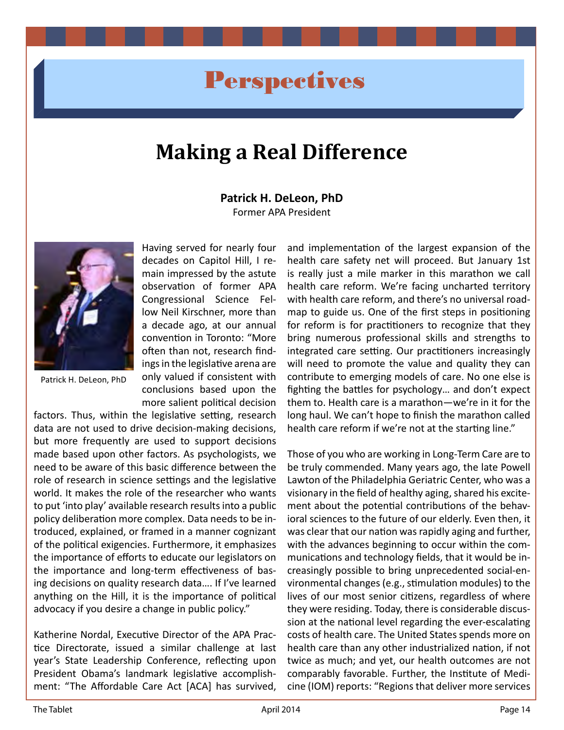# Perspectives

## Making a Real Difference

**Patrick H. DeLeon, PhD**
Former APA President

Patrick H. DeLeon, PhD

Having served for nearly four decades on Capitol Hill, I remain impressed by the astute observation of former APA Congressional Science Fellow Neil Kirschner, more than a decade ago, at our annual convention in Toronto: "More often than not, research findings in the legislative arena are only valued if consistent with conclusions based upon the more salient political decision factors. Thus, within the legislative setting, research data are not used to drive decision-making decisions, but more frequently are used to support decisions made based upon other factors. As psychologists, we need to be aware of this basic difference between the role of research in science settings and the legislative world. It makes the role of the researcher who wants to put 'into play' available research results into a public policy deliberation more complex. Data needs to be introduced, explained, or framed in a manner cognizant of the political exigencies. Furthermore, it emphasizes the importance of efforts to educate our legislators on the importance and long-term effectiveness of basing decisions on quality research data…. If I've learned anything on the Hill, it is the importance of political advocacy if you desire a change in public policy."

Katherine Nordal, Executive Director of the APA Practice Directorate, issued a similar challenge at last year's State Leadership Conference, reflecting upon President Obama's landmark legislative accomplishment: "The Affordable Care Act [ACA] has survived, and implementation of the largest expansion of the health care safety net will proceed. But January 1st is really just a mile marker in this marathon we call health care reform. We're facing uncharted territory with health care reform, and there's no universal roadmap to guide us. One of the first steps in positioning for reform is for practitioners to recognize that they bring numerous professional skills and strengths to integrated care setting. Our practitioners increasingly will need to promote the value and quality they can contribute to emerging models of care. No one else is fighting the battles for psychology… and don't expect them to. Health care is a marathon—we're in it for the long haul. We can't hope to finish the marathon called health care reform if we're not at the starting line."

Those of you who are working in Long-Term Care are to be truly commended. Many years ago, the late Powell Lawton of the Philadelphia Geriatric Center, who was a visionary in the field of healthy aging, shared his excitement about the potential contributions of the behavioral sciences to the future of our elderly. Even then, it was clear that our nation was rapidly aging and further, with the advances beginning to occur within the communications and technology fields, that it would be increasingly possible to bring unprecedented social-environmental changes (e.g., stimulation modules) to the lives of our most senior citizens, regardless of where they were residing. Today, there is considerable discussion at the national level regarding the ever-escalating costs of health care. The United States spends more on health care than any other industrialized nation, if not twice as much; and yet, our health outcomes are not comparably favorable. Further, the Institute of Medicine (IOM) reports: "Regions that deliver more services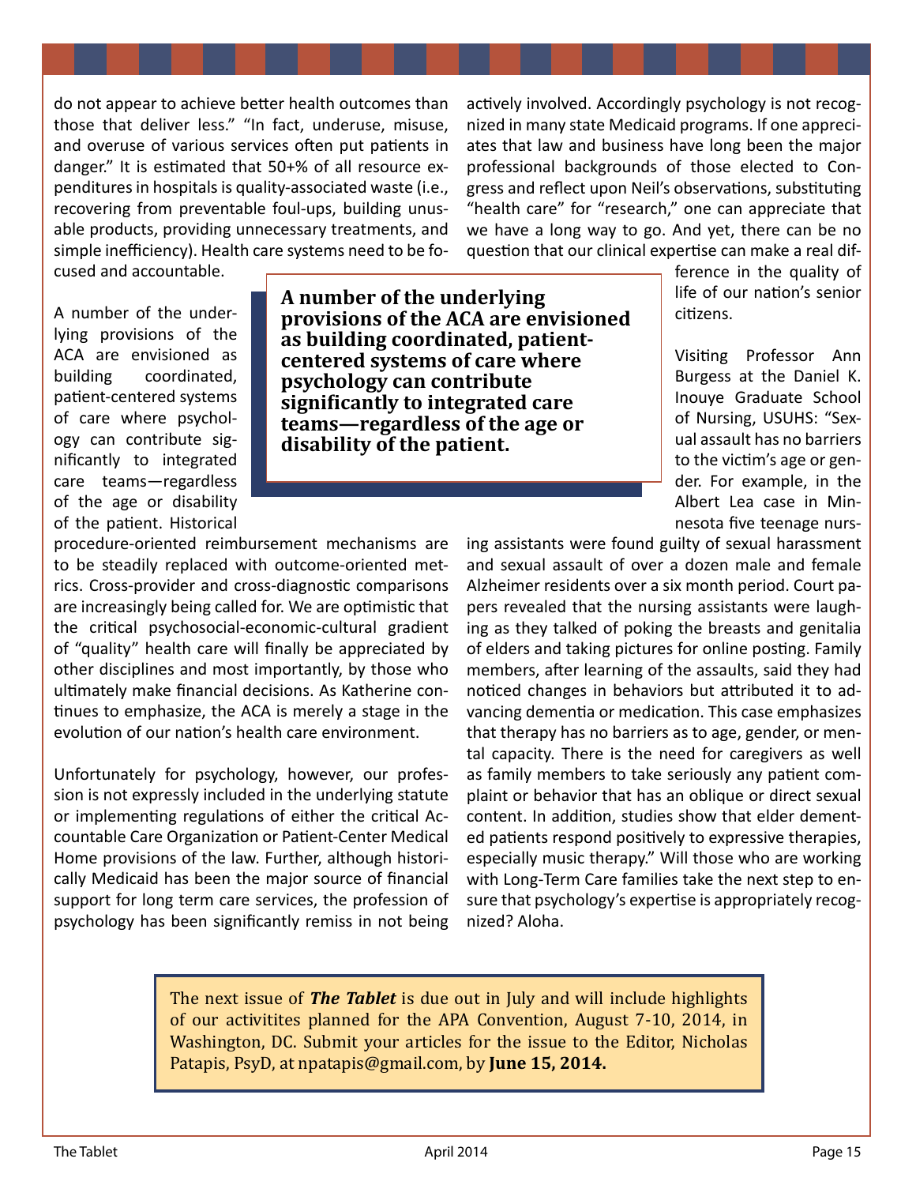do not appear to achieve better health outcomes than those that deliver less." "In fact, underuse, misuse, and overuse of various services often put patients in danger." It is estimated that 50+% of all resource expenditures in hospitals is quality-associated waste (i.e., recovering from preventable foul-ups, building unusable products, providing unnecessary treatments, and simple inefficiency). Health care systems need to be focused and accountable.

A number of the underlying provisions of the ACA are envisioned as building coordinated, patient-centered systems of care where psychology can contribute significantly to integrated care teams—regardless of the age or disability of the patient. Historical procedure-oriented reimbursement mechanisms are to be steadily replaced with outcome-oriented metrics. Cross-provider and cross-diagnostic comparisons are increasingly being called for. We are optimistic that the critical psychosocial-economic-cultural gradient of "quality" health care will finally be appreciated by other disciplines and most importantly, by those who ultimately make financial decisions. As Katherine continues to emphasize, the ACA is merely a stage in the evolution of our nation's health care environment.

> **A number of the underlying provisions of the ACA are envisioned as building coordinated, patient-centered systems of care where psychology can contribute significantly to integrated care teams—regardless of the age or disability of the patient.**

Unfortunately for psychology, however, our profession is not expressly included in the underlying statute or implementing regulations of either the critical Accountable Care Organization or Patient-Center Medical Home provisions of the law. Further, although historically Medicaid has been the major source of financial support for long term care services, the profession of psychology has been significantly remiss in not being actively involved. Accordingly psychology is not recognized in many state Medicaid programs. If one appreciates that law and business have long been the major professional backgrounds of those elected to Congress and reflect upon Neil's observations, substituting "health care" for "research," one can appreciate that we have a long way to go. And yet, there can be no question that our clinical expertise can make a real difference in the quality of life of our nation's senior citizens.

Visiting Professor Ann Burgess at the Daniel K. Inouye Graduate School of Nursing, USUHS: "Sexual assault has no barriers to the victim's age or gender. For example, in the Albert Lea case in Minnesota five teenage nursing assistants were found guilty of sexual harassment and sexual assault of over a dozen male and female Alzheimer residents over a six month period. Court papers revealed that the nursing assistants were laughing as they talked of poking the breasts and genitalia of elders and taking pictures for online posting. Family members, after learning of the assaults, said they had noticed changes in behaviors but attributed it to advancing dementia or medication. This case emphasizes that therapy has no barriers as to age, gender, or mental capacity. There is the need for caregivers as well as family members to take seriously any patient complaint or behavior that has an oblique or direct sexual content. In addition, studies show that elder demented patients respond positively to expressive therapies, especially music therapy." Will those who are working with Long-Term Care families take the next step to ensure that psychology's expertise is appropriately recognized? Aloha.

The next issue of ***The Tablet*** is due out in July and will include highlights of our activitites planned for the APA Convention, August 7-10, 2014, in Washington, DC. Submit your articles for the issue to the Editor, Nicholas Patapis, PsyD, at npatapis@gmail.com, by **June 15, 2014.**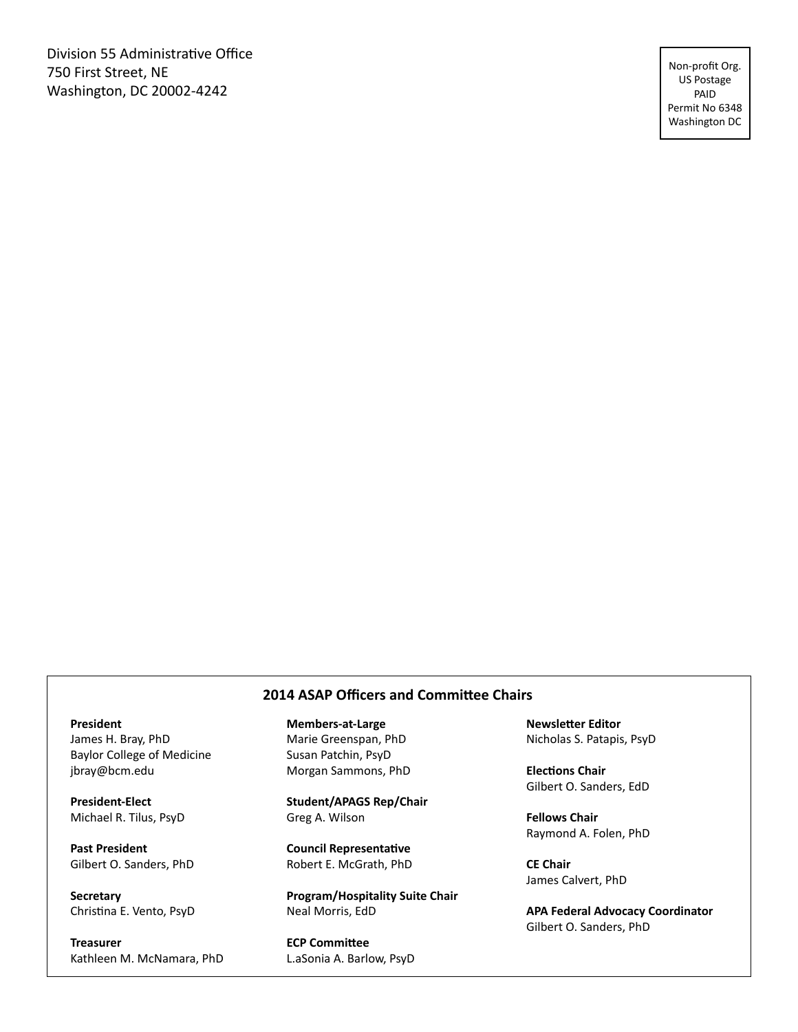Division 55 Administrative Office
750 First Street, NE
Washington, DC 20002-4242

Non-profit Org.
US Postage
PAID
Permit No 6348
Washington DC

## 2014 ASAP Officers and Committee Chairs

**President**
James H. Bray, PhD
Baylor College of Medicine
jbray@bcm.edu

**President-Elect**
Michael R. Tilus, PsyD

**Past President**
Gilbert O. Sanders, PhD

**Secretary**
Christina E. Vento, PsyD

**Treasurer**
Kathleen M. McNamara, PhD

**Members-at-Large**
Marie Greenspan, PhD
Susan Patchin, PsyD
Morgan Sammons, PhD

**Student/APAGS Rep/Chair**
Greg A. Wilson

**Council Representative**
Robert E. McGrath, PhD

**Program/Hospitality Suite Chair**
Neal Morris, EdD

**ECP Committee**
L.aSonia A. Barlow, PsyD

**Newsletter Editor**
Nicholas S. Patapis, PsyD

**Elections Chair**
Gilbert O. Sanders, EdD

**Fellows Chair**
Raymond A. Folen, PhD

**CE Chair**
James Calvert, PhD

**APA Federal Advocacy Coordinator**
Gilbert O. Sanders, PhD